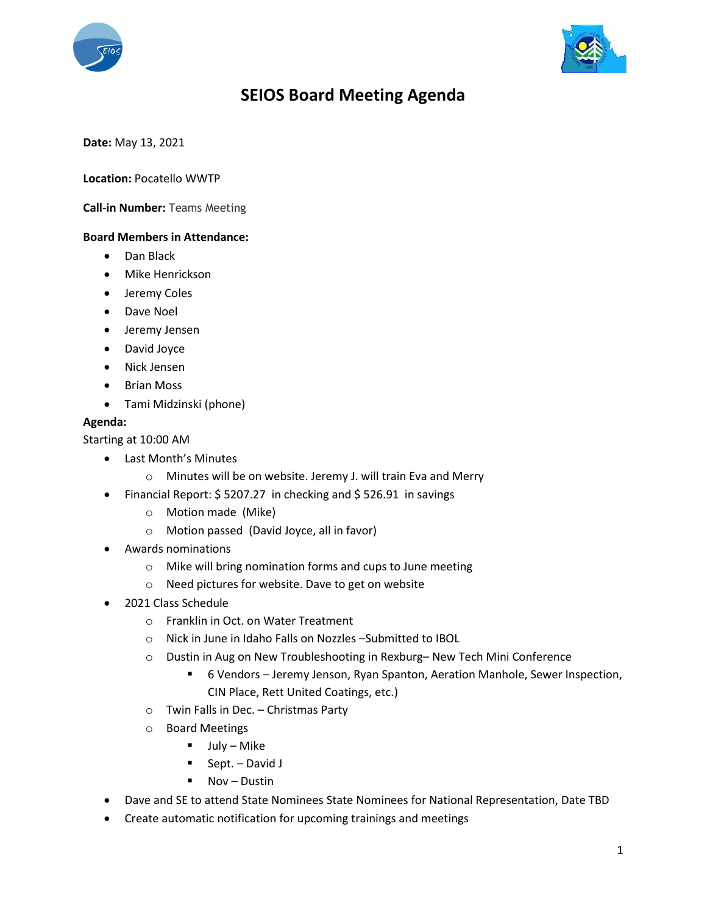# SEIOS Board Meeting Agenda

**Date:** May 13, 2021

**Location:** Pocatello WWTP

**Call-in Number:** Teams Meeting

**Board Members in Attendance:**

- Dan Black
- Mike Henrickson
- Jeremy Coles
- Dave Noel
- Jeremy Jensen
- David Joyce
- Nick Jensen
- Brian Moss
- Tami Midzinski (phone)

**Agenda:**

Starting at 10:00 AM

- Last Month's Minutes
  - Minutes will be on website. Jeremy J. will train Eva and Merry
- Financial Report: $ 5207.27 in checking and $ 526.91 in savings
  - Motion made (Mike)
  - Motion passed (David Joyce, all in favor)
- Awards nominations
  - Mike will bring nomination forms and cups to June meeting
  - Need pictures for website. Dave to get on website
- 2021 Class Schedule
  - Franklin in Oct. on Water Treatment
  - Nick in June in Idaho Falls on Nozzles –Submitted to IBOL
  - Dustin in Aug on New Troubleshooting in Rexburg– New Tech Mini Conference
    - 6 Vendors – Jeremy Jenson, Ryan Spanton, Aeration Manhole, Sewer Inspection, CIN Place, Rett United Coatings, etc.)
  - Twin Falls in Dec. – Christmas Party
  - Board Meetings
    - July – Mike
    - Sept. – David J
    - Nov – Dustin
- Dave and SE to attend State Nominees State Nominees for National Representation, Date TBD
- Create automatic notification for upcoming trainings and meetings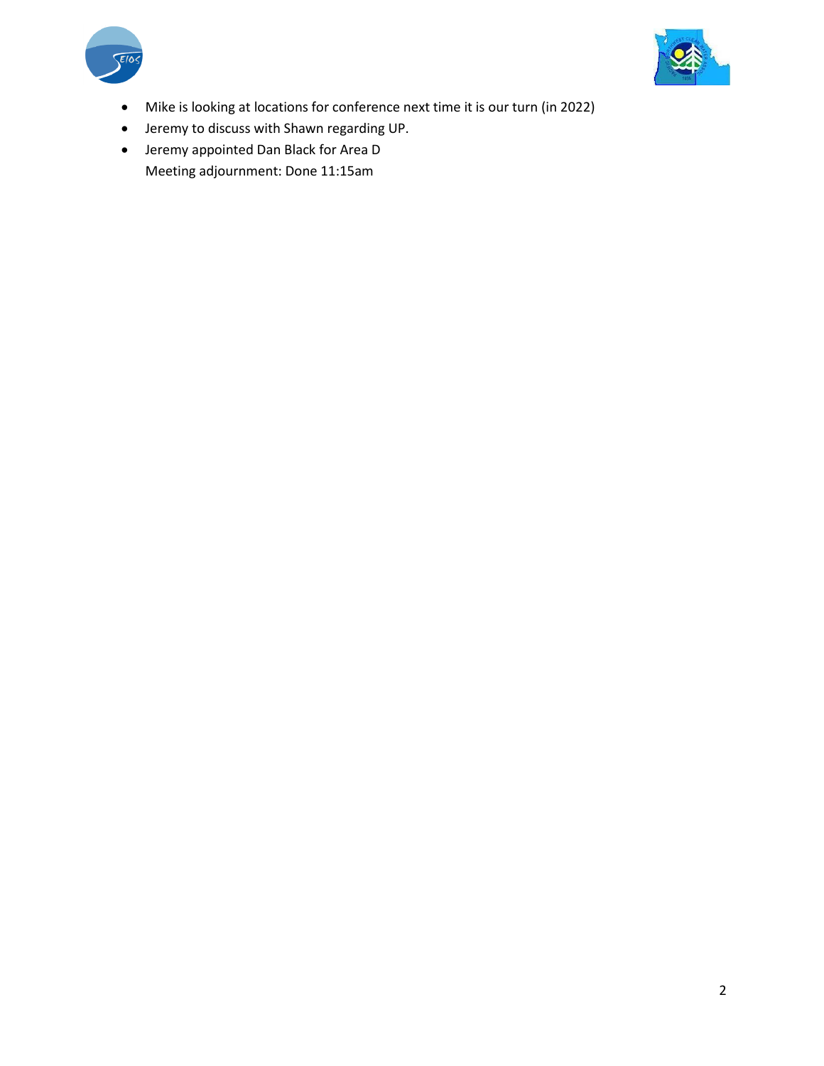- Mike is looking at locations for conference next time it is our turn (in 2022)
- Jeremy to discuss with Shawn regarding UP.
- Jeremy appointed Dan Black for Area D
  Meeting adjournment: Done 11:15am